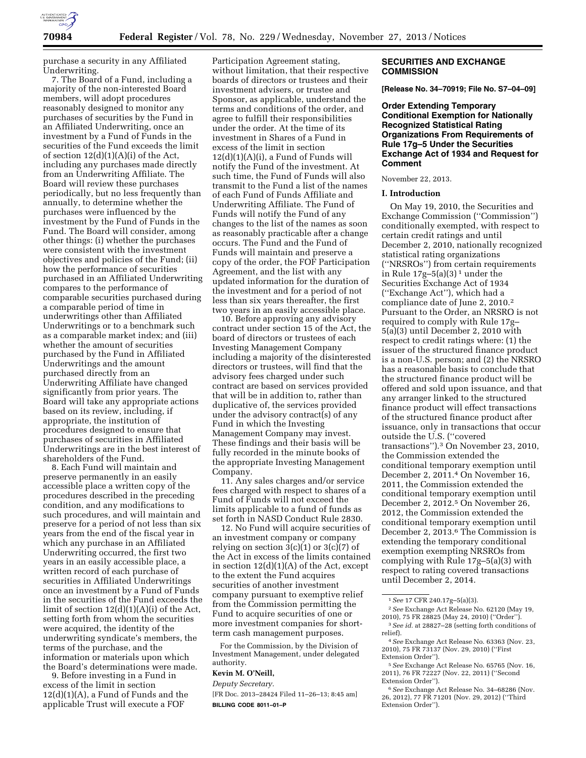purchase a security in any Affiliated Underwriting.

7. The Board of a Fund, including a majority of the non-interested Board members, will adopt procedures reasonably designed to monitor any purchases of securities by the Fund in an Affiliated Underwriting, once an investment by a Fund of Funds in the securities of the Fund exceeds the limit of section 12(d)(1)(A)(i) of the Act, including any purchases made directly from an Underwriting Affiliate. The Board will review these purchases periodically, but no less frequently than annually, to determine whether the purchases were influenced by the investment by the Fund of Funds in the Fund. The Board will consider, among other things: (i) whether the purchases were consistent with the investment objectives and policies of the Fund; (ii) how the performance of securities purchased in an Affiliated Underwriting compares to the performance of comparable securities purchased during a comparable period of time in underwritings other than Affiliated Underwritings or to a benchmark such as a comparable market index; and (iii) whether the amount of securities purchased by the Fund in Affiliated Underwritings and the amount purchased directly from an Underwriting Affiliate have changed significantly from prior years. The Board will take any appropriate actions based on its review, including, if appropriate, the institution of procedures designed to ensure that purchases of securities in Affiliated Underwritings are in the best interest of shareholders of the Fund.

8. Each Fund will maintain and preserve permanently in an easily accessible place a written copy of the procedures described in the preceding condition, and any modifications to such procedures, and will maintain and preserve for a period of not less than six years from the end of the fiscal year in which any purchase in an Affiliated Underwriting occurred, the first two years in an easily accessible place, a written record of each purchase of securities in Affiliated Underwritings once an investment by a Fund of Funds in the securities of the Fund exceeds the limit of section 12(d)(1)(A)(i) of the Act, setting forth from whom the securities were acquired, the identity of the underwriting syndicate's members, the terms of the purchase, and the information or materials upon which the Board's determinations were made.

9. Before investing in a Fund in excess of the limit in section 12(d)(1)(A), a Fund of Funds and the applicable Trust will execute a FOF Participation Agreement stating, without limitation, that their respective boards of directors or trustees and their investment advisers, or trustee and Sponsor, as applicable, understand the terms and conditions of the order, and agree to fulfill their responsibilities under the order. At the time of its investment in Shares of a Fund in excess of the limit in section 12(d)(1)(A)(i), a Fund of Funds will notify the Fund of the investment. At such time, the Fund of Funds will also transmit to the Fund a list of the names of each Fund of Funds Affiliate and Underwriting Affiliate. The Fund of Funds will notify the Fund of any changes to the list of the names as soon as reasonably practicable after a change occurs. The Fund and the Fund of Funds will maintain and preserve a copy of the order, the FOF Participation Agreement, and the list with any updated information for the duration of the investment and for a period of not less than six years thereafter, the first two years in an easily accessible place.

10. Before approving any advisory contract under section 15 of the Act, the board of directors or trustees of each Investing Management Company including a majority of the disinterested directors or trustees, will find that the advisory fees charged under such contract are based on services provided that will be in addition to, rather than duplicative of, the services provided under the advisory contract(s) of any Fund in which the Investing Management Company may invest. These findings and their basis will be fully recorded in the minute books of the appropriate Investing Management Company.

11. Any sales charges and/or service fees charged with respect to shares of a Fund of Funds will not exceed the limits applicable to a fund of funds as set forth in NASD Conduct Rule 2830.

12. No Fund will acquire securities of an investment company or company relying on section 3(c)(1) or 3(c)(7) of the Act in excess of the limits contained in section 12(d)(1)(A) of the Act, except to the extent the Fund acquires securities of another investment company pursuant to exemptive relief from the Commission permitting the Fund to acquire securities of one or more investment companies for short-term cash management purposes.

For the Commission, by the Division of Investment Management, under delegated authority.

**Kevin M. O'Neill,**

*Deputy Secretary.*

[FR Doc. 2013–28424 Filed 11–26–13; 8:45 am]

**BILLING CODE 8011–01–P**

## SECURITIES AND EXCHANGE COMMISSION

**[Release No. 34–70919; File No. S7–04–09]**

## Order Extending Temporary Conditional Exemption for Nationally Recognized Statistical Rating Organizations From Requirements of Rule 17g–5 Under the Securities Exchange Act of 1934 and Request for Comment

November 22, 2013.

### I. Introduction

On May 19, 2010, the Securities and Exchange Commission (''Commission'') conditionally exempted, with respect to certain credit ratings and until December 2, 2010, nationally recognized statistical rating organizations (''NRSROs'') from certain requirements in Rule 17g–5(a)(3) [1] under the Securities Exchange Act of 1934 (''Exchange Act''), which had a compliance date of June 2, 2010.[2] Pursuant to the Order, an NRSRO is not required to comply with Rule 17g–5(a)(3) until December 2, 2010 with respect to credit ratings where: (1) the issuer of the structured finance product is a non-U.S. person; and (2) the NRSRO has a reasonable basis to conclude that the structured finance product will be offered and sold upon issuance, and that any arranger linked to the structured finance product will effect transactions of the structured finance product after issuance, only in transactions that occur outside the U.S. (''covered transactions'').[3] On November 23, 2010, the Commission extended the conditional temporary exemption until December 2, 2011.[4] On November 16, 2011, the Commission extended the conditional temporary exemption until December 2, 2012.[5] On November 26, 2012, the Commission extended the conditional temporary exemption until December 2, 2013.[6] The Commission is extending the temporary conditional exemption exempting NRSROs from complying with Rule 17g–5(a)(3) with respect to rating covered transactions until December 2, 2014.

[1] *See* 17 CFR 240.17g–5(a)(3).

[2] *See* Exchange Act Release No. 62120 (May 19, 2010), 75 FR 28825 (May 24, 2010) (''Order'').

[3] *See id.* at 28827–28 (setting forth conditions of relief).

[4] *See* Exchange Act Release No. 63363 (Nov. 23, 2010), 75 FR 73137 (Nov. 29, 2010) (''First Extension Order'').

[5] *See* Exchange Act Release No. 65765 (Nov. 16, 2011), 76 FR 72227 (Nov. 22, 2011) (''Second Extension Order'').

[6] *See* Exchange Act Release No. 34–68286 (Nov. 26, 2012), 77 FR 71201 (Nov. 29, 2012) (''Third Extension Order'').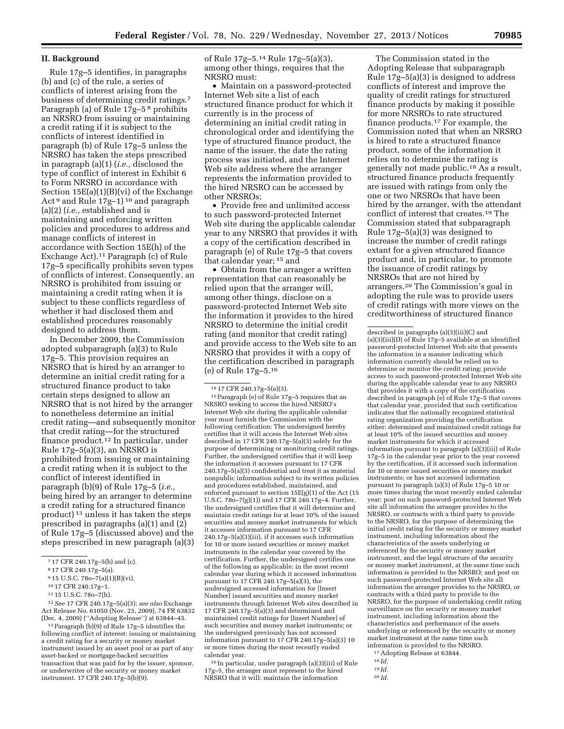## II. Background

Rule 17g–5 identifies, in paragraphs (b) and (c) of the rule, a series of conflicts of interest arising from the business of determining credit ratings.[7] Paragraph (a) of Rule 17g–5 [8] prohibits an NRSRO from issuing or maintaining a credit rating if it is subject to the conflicts of interest identified in paragraph (b) of Rule 17g–5 unless the NRSRO has taken the steps prescribed in paragraph (a)(1) (*i.e.,* disclosed the type of conflict of interest in Exhibit 6 to Form NRSRO in accordance with Section 15E(a)(1)(B)(vi) of the Exchange Act [9] and Rule 17g–1) [10] and paragraph (a)(2) (*i.e.,* established and is maintaining and enforcing written policies and procedures to address and manage conflicts of interest in accordance with Section 15E(h) of the Exchange Act).[11] Paragraph (c) of Rule 17g–5 specifically prohibits seven types of conflicts of interest. Consequently, an NRSRO is prohibited from issuing or maintaining a credit rating when it is subject to these conflicts regardless of whether it had disclosed them and established procedures reasonably designed to address them.

In December 2009, the Commission adopted subparagraph (a)(3) to Rule 17g–5. This provision requires an NRSRO that is hired by an arranger to determine an initial credit rating for a structured finance product to take certain steps designed to allow an NRSRO that is not hired by the arranger to nonetheless determine an initial credit rating—and subsequently monitor that credit rating—for the structured finance product.[12] In particular, under Rule 17g–5(a)(3), an NRSRO is prohibited from issuing or maintaining a credit rating when it is subject to the conflict of interest identified in paragraph (b)(9) of Rule 17g–5 (*i.e.,* being hired by an arranger to determine a credit rating for a structured finance product) [13] unless it has taken the steps prescribed in paragraphs (a)(1) and (2) of Rule 17g–5 (discussed above) and the steps prescribed in new paragraph (a)(3) of Rule 17g–5.[14] Rule 17g–5(a)(3), among other things, requires that the NRSRO must:

- Maintain on a password-protected Internet Web site a list of each structured finance product for which it currently is in the process of determining an initial credit rating in chronological order and identifying the type of structured finance product, the name of the issuer, the date the rating process was initiated, and the Internet Web site address where the arranger represents the information provided to the hired NRSRO can be accessed by other NRSROs;
- Provide free and unlimited access to such password-protected Internet Web site during the applicable calendar year to any NRSRO that provides it with a copy of the certification described in paragraph (e) of Rule 17g–5 that covers that calendar year; [15] and
- Obtain from the arranger a written representation that can reasonably be relied upon that the arranger will, among other things, disclose on a password-protected Internet Web site the information it provides to the hired NRSRO to determine the initial credit rating (and monitor that credit rating) and provide access to the Web site to an NRSRO that provides it with a copy of the certification described in paragraph (e) of Rule 17g–5.[16]

The Commission stated in the Adopting Release that subparagraph Rule 17g–5(a)(3) is designed to address conflicts of interest and improve the quality of credit ratings for structured finance products by making it possible for more NRSROs to rate structured finance products.[17] For example, the Commission noted that when an NRSRO is hired to rate a structured finance product, some of the information it relies on to determine the rating is generally not made public.[18] As a result, structured finance products frequently are issued with ratings from only the one or two NRSROs that have been hired by the arranger, with the attendant conflict of interest that creates.[19] The Commission stated that subparagraph Rule 17g–5(a)(3) was designed to increase the number of credit ratings extant for a given structured finance product and, in particular, to promote the issuance of credit ratings by NRSROs that are not hired by arrangers.[20] The Commission's goal in adopting the rule was to provide users of credit ratings with more views on the creditworthiness of structured finance

---

[7] 17 CFR 240.17g–5(b) and (c).

[8] 17 CFR 240.17g–5(a).

[9] 15 U.S.C. 78o–7(a)(1)(B)(vi).

[10] 17 CFR 240.17g–1.

[11] 15 U.S.C. 78o–7(h).

[12] *See* 17 CFR 240.17g–5(a)(3); *see also* Exchange Act Release No. 61050 (Nov. 23, 2009), 74 FR 63832 (Dec. 4, 2009) (''Adopting Release'') at 63844–45.

[13] Paragraph (b)(9) of Rule 17g–5 identifies the following conflict of interest: issuing or maintaining a credit rating for a security or money market instrument issued by an asset pool or as part of any asset-backed or mortgage-backed securities transaction that was paid for by the issuer, sponsor, or underwriter of the security or money market instrument. 17 CFR 240.17g–5(b)(9).

[14] 17 CFR 240.17g–5(a)(3).

[15] Paragraph (e) of Rule 17g–5 requires that an NRSRO seeking to access the hired NRSRO's Internet Web site during the applicable calendar year must furnish the Commission with the following certification: The undersigned hereby certifies that it will access the Internet Web sites described in 17 CFR 240.17g–5(a)(3) solely for the purpose of determining or monitoring credit ratings. Further, the undersigned certifies that it will keep the information it accesses pursuant to 17 CFR 240.17g–5(a)(3) confidential and treat it as material nonpublic information subject to its written policies and procedures established, maintained, and enforced pursuant to section 15E(g)(1) of the Act (15 U.S.C. 78o–7(g)(1)) and 17 CFR 240.17g–4. Further, the undersigned certifies that it will determine and maintain credit ratings for at least 10% of the issued securities and money market instruments for which it accesses information pursuant to 17 CFR 240.17g–5(a)(3)(iii), if it accesses such information for 10 or more issued securities or money market instruments in the calendar year covered by the certification. Further, the undersigned certifies one of the following as applicable: in the most recent calendar year during which it accessed information pursuant to 17 CFR 240.17g–5(a)(3), the undersigned accessed information for [Insert Number] issued securities and money market instruments through Internet Web sites described in 17 CFR 240.17g–5(a)(3) and determined and maintained credit ratings for [Insert Number] of such securities and money market instruments; or the undersigned previously has not accessed information pursuant to 17 CFR 240.17g–5(a)(3) 10 or more times during the most recently ended calendar year.

[16] In particular, under paragraph (a)(3)(iii) of Rule 17g–5, the arranger must represent to the hired NRSRO that it will: maintain the information described in paragraphs (a)(3)(iii)(C) and (a)(3)(iii)(D) of Rule 17g–5 available at an identified password-protected Internet Web site that presents the information in a manner indicating which information currently should be relied on to determine or monitor the credit rating; provide access to such password-protected Internet Web site during the applicable calendar year to any NRSRO that provides it with a copy of the certification described in paragraph (e) of Rule 17g–5 that covers that calendar year, provided that such certification indicates that the nationally recognized statistical rating organization providing the certification either: determined and maintained credit ratings for at least 10% of the issued securities and money market instruments for which it accessed information pursuant to paragraph (a)(3)(iii) of Rule 17g–5 in the calendar year prior to the year covered by the certification, if it accessed such information for 10 or more issued securities or money market instruments; or has not accessed information pursuant to paragraph (a)(3) of Rule 17g–5 10 or more times during the most recently ended calendar year; post on such password-protected Internet Web site all information the arranger provides to the NRSRO, or contracts with a third party to provide to the NRSRO, for the purpose of determining the initial credit rating for the security or money market instrument, including information about the characteristics of the assets underlying or referenced by the security or money market instrument, and the legal structure of the security or money market instrument, at the same time such information is provided to the NRSRO; and post on such password-protected Internet Web site all information the arranger provides to the NRSRO, or contracts with a third party to provide to the NRSRO, for the purpose of undertaking credit rating surveillance on the security or money market instrument, including information about the characteristics and performance of the assets underlying or referenced by the security or money market instrument at the same time such information is provided to the NRSRO.

[17] Adopting Release at 63844.

[18] *Id.*

[19] *Id.*

[20] *Id.*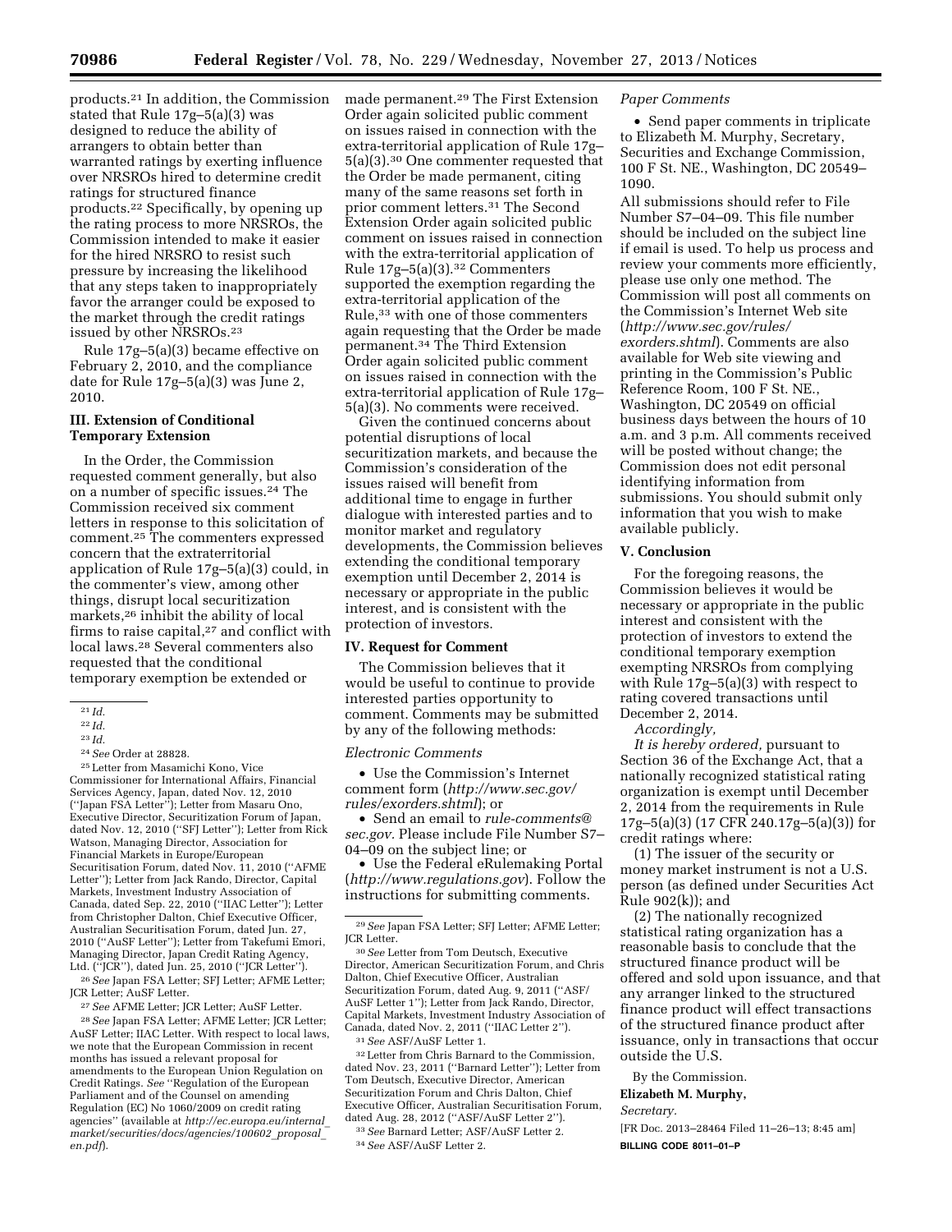products.[21] In addition, the Commission stated that Rule 17g–5(a)(3) was designed to reduce the ability of arrangers to obtain better than warranted ratings by exerting influence over NRSROs hired to determine credit ratings for structured finance products.[22] Specifically, by opening up the rating process to more NRSROs, the Commission intended to make it easier for the hired NRSRO to resist such pressure by increasing the likelihood that any steps taken to inappropriately favor the arranger could be exposed to the market through the credit ratings issued by other NRSROs.[23]

Rule 17g–5(a)(3) became effective on February 2, 2010, and the compliance date for Rule 17g–5(a)(3) was June 2, 2010.

## III. Extension of Conditional Temporary Extension

In the Order, the Commission requested comment generally, but also on a number of specific issues.[24] The Commission received six comment letters in response to this solicitation of comment.[25] The commenters expressed concern that the extraterritorial application of Rule 17g–5(a)(3) could, in the commenter's view, among other things, disrupt local securitization markets,[26] inhibit the ability of local firms to raise capital,[27] and conflict with local laws.[28] Several commenters also requested that the conditional temporary exemption be extended or made permanent.[29] The First Extension Order again solicited public comment on issues raised in connection with the extra-territorial application of Rule 17g–5(a)(3).[30] One commenter requested that the Order be made permanent, citing many of the same reasons set forth in prior comment letters.[31] The Second Extension Order again solicited public comment on issues raised in connection with the extra-territorial application of Rule 17g–5(a)(3).[32] Commenters supported the exemption regarding the extra-territorial application of the Rule,[33] with one of those commenters again requesting that the Order be made permanent.[34] The Third Extension Order again solicited public comment on issues raised in connection with the extra-territorial application of Rule 17g–5(a)(3). No comments were received.

Given the continued concerns about potential disruptions of local securitization markets, and because the Commission's consideration of the issues raised will benefit from additional time to engage in further dialogue with interested parties and to monitor market and regulatory developments, the Commission believes extending the conditional temporary exemption until December 2, 2014 is necessary or appropriate in the public interest, and is consistent with the protection of investors.

## IV. Request for Comment

The Commission believes that it would be useful to continue to provide interested parties opportunity to comment. Comments may be submitted by any of the following methods:

*Electronic Comments*

- Use the Commission's Internet comment form (*http://www.sec.gov/rules/exorders.shtml*); or
- Send an email to *rule-comments@sec.gov.* Please include File Number S7–04–09 on the subject line; or
- Use the Federal eRulemaking Portal (*http://www.regulations.gov*). Follow the instructions for submitting comments.

*Paper Comments*

- Send paper comments in triplicate to Elizabeth M. Murphy, Secretary, Securities and Exchange Commission, 100 F St. NE., Washington, DC 20549–1090.

All submissions should refer to File Number S7–04–09. This file number should be included on the subject line if email is used. To help us process and review your comments more efficiently, please use only one method. The Commission will post all comments on the Commission's Internet Web site (*http://www.sec.gov/rules/exorders.shtml*). Comments are also available for Web site viewing and printing in the Commission's Public Reference Room, 100 F St. NE., Washington, DC 20549 on official business days between the hours of 10 a.m. and 3 p.m. All comments received will be posted without change; the Commission does not edit personal identifying information from submissions. You should submit only information that you wish to make available publicly.

## V. Conclusion

For the foregoing reasons, the Commission believes it would be necessary or appropriate in the public interest and consistent with the protection of investors to extend the conditional temporary exemption exempting NRSROs from complying with Rule 17g–5(a)(3) with respect to rating covered transactions until December 2, 2014.

*Accordingly,*

*It is hereby ordered,* pursuant to Section 36 of the Exchange Act, that a nationally recognized statistical rating organization is exempt until December 2, 2014 from the requirements in Rule 17g–5(a)(3) (17 CFR 240.17g–5(a)(3)) for credit ratings where:

(1) The issuer of the security or money market instrument is not a U.S. person (as defined under Securities Act Rule 902(k)); and

(2) The nationally recognized statistical rating organization has a reasonable basis to conclude that the structured finance product will be offered and sold upon issuance, and that any arranger linked to the structured finance product will effect transactions of the structured finance product after issuance, only in transactions that occur outside the U.S.

By the Commission.

**Elizabeth M. Murphy,**

*Secretary.*

[FR Doc. 2013–28464 Filed 11–26–13; 8:45 am]

**BILLING CODE 8011–01–P**

---

[21] *Id.*

[22] *Id.*

[23] *Id.*

[24] *See* Order at 28828.

[25] Letter from Masamichi Kono, Vice Commissioner for International Affairs, Financial Services Agency, Japan, dated Nov. 12, 2010 (''Japan FSA Letter''); Letter from Masaru Ono, Executive Director, Securitization Forum of Japan, dated Nov. 12, 2010 (''SFJ Letter''); Letter from Rick Watson, Managing Director, Association for Financial Markets in Europe/European Securitisation Forum, dated Nov. 11, 2010 (''AFME Letter''); Letter from Jack Rando, Director, Capital Markets, Investment Industry Association of Canada, dated Sep. 22, 2010 (''IIAC Letter''); Letter from Christopher Dalton, Chief Executive Officer, Australian Securitisation Forum, dated Jun. 27, 2010 (''AuSF Letter''); Letter from Takefumi Emori, Managing Director, Japan Credit Rating Agency, Ltd. (''JCR''), dated Jun. 25, 2010 (''JCR Letter'').

[26] *See* Japan FSA Letter; SFJ Letter; AFME Letter; JCR Letter; AuSF Letter.

[27] *See* AFME Letter; JCR Letter; AuSF Letter.

[28] *See* Japan FSA Letter; AFME Letter; JCR Letter; AuSF Letter; IIAC Letter. With respect to local laws, we note that the European Commission in recent months has issued a relevant proposal for amendments to the European Union Regulation on Credit Ratings. *See* ''Regulation of the European Parliament and of the Counsel on amending Regulation (EC) No 1060/2009 on credit rating agencies'' (available at *http://ec.europa.eu/internal_market/securities/docs/agencies/100602_proposal_en.pdf*).

[29] *See* Japan FSA Letter; SFJ Letter; AFME Letter; JCR Letter.

[30] *See* Letter from Tom Deutsch, Executive Director, American Securitization Forum, and Chris Dalton, Chief Executive Officer, Australian Securitisation Forum, dated Aug. 9, 2011 (''ASF/AuSF Letter 1''); Letter from Jack Rando, Director, Capital Markets, Investment Industry Association of Canada, dated Nov. 2, 2011 (''IIAC Letter 2'').

[31] *See* ASF/AuSF Letter 1.

[32] Letter from Chris Barnard to the Commission, dated Nov. 23, 2011 (''Barnard Letter''); Letter from Tom Deutsch, Executive Director, American Securitization Forum and Chris Dalton, Chief Executive Officer, Australian Securitisation Forum, dated Aug. 28, 2012 (''ASF/AuSF Letter 2'').

[33] *See* Barnard Letter; ASF/AuSF Letter 2.

[34] *See* ASF/AuSF Letter 2.